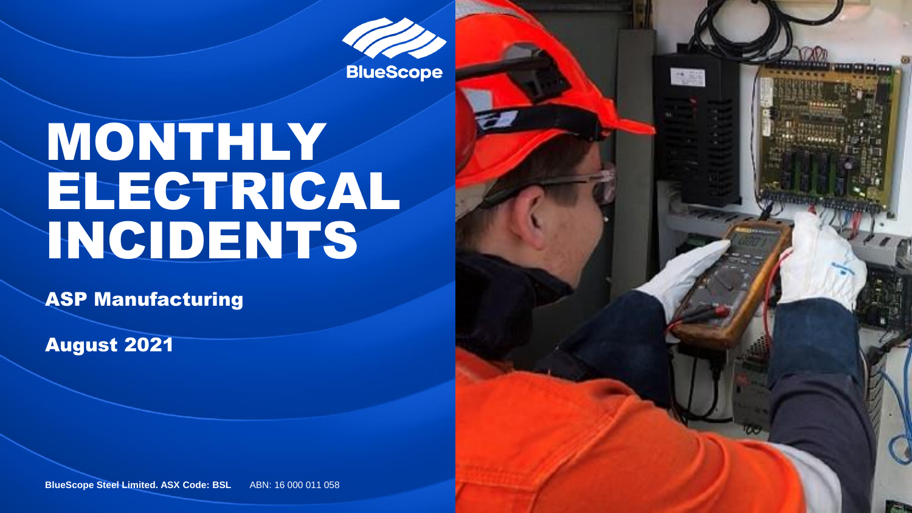BlueScope

# MONTHLY ELECTRICAL INCIDENTS

**ASP Manufacturing**

**August 2021**

**BlueScope Steel Limited. ASX Code: BSL** ABN: 16 000 011 058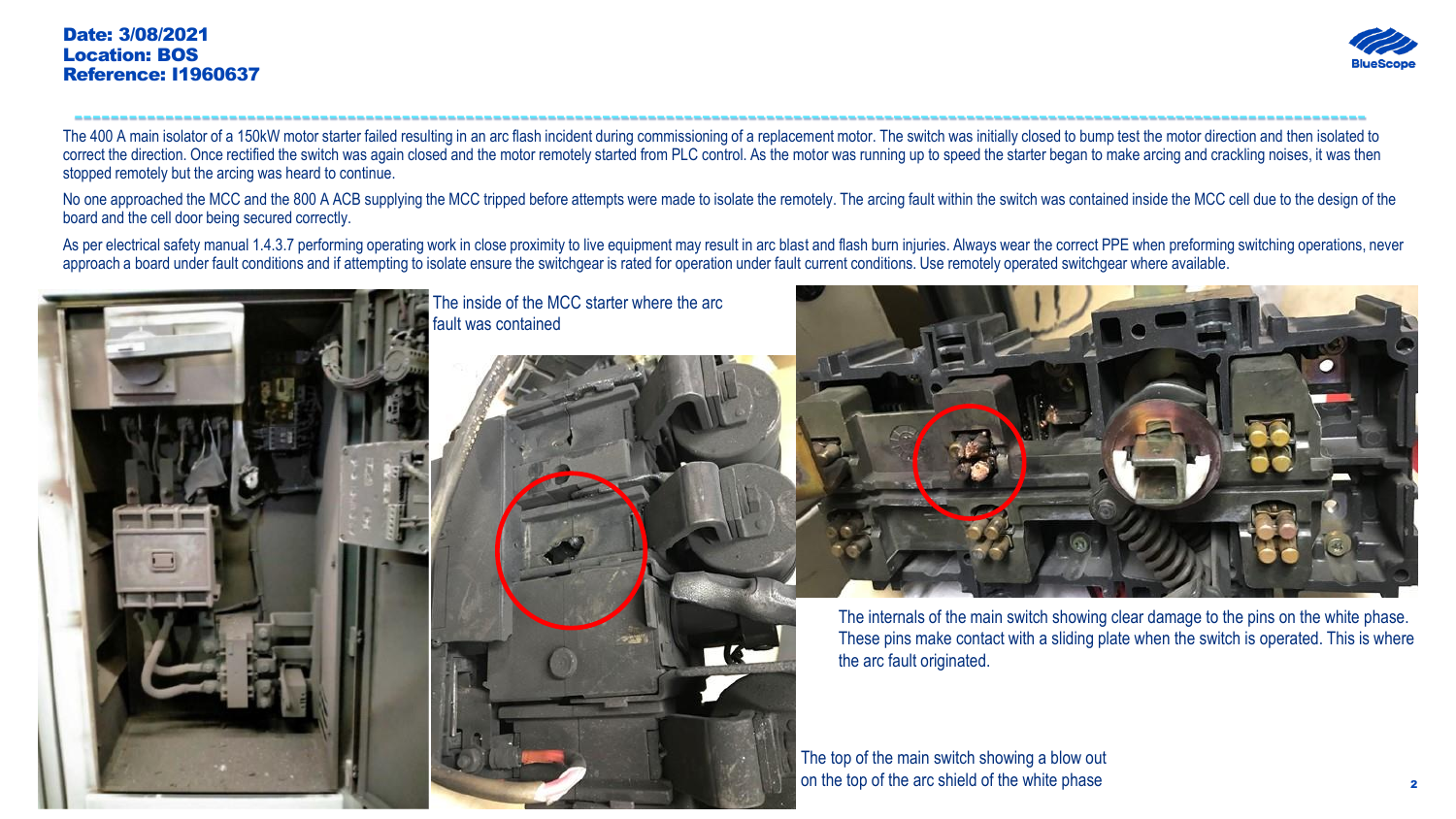**Date: 3/08/2021**
**Location: BOS**
**Reference: I1960637**

The 400 A main isolator of a 150kW motor starter failed resulting in an arc flash incident during commissioning of a replacement motor. The switch was initially closed to bump test the motor direction and then isolated to correct the direction. Once rectified the switch was again closed and the motor remotely started from PLC control. As the motor was running up to speed the starter began to make arcing and crackling noises, it was then stopped remotely but the arcing was heard to continue.

No one approached the MCC and the 800 A ACB supplying the MCC tripped before attempts were made to isolate the remotely. The arcing fault within the switch was contained inside the MCC cell due to the design of the board and the cell door being secured correctly.

As per electrical safety manual 1.4.3.7 performing operating work in close proximity to live equipment may result in arc blast and flash burn injuries. Always wear the correct PPE when preforming switching operations, never approach a board under fault conditions and if attempting to isolate ensure the switchgear is rated for operation under fault current conditions. Use remotely operated switchgear where available.

The inside of the MCC starter where the arc fault was contained

The internals of the main switch showing clear damage to the pins on the white phase. These pins make contact with a sliding plate when the switch is operated. This is where the arc fault originated.

The top of the main switch showing a blow out on the top of the arc shield of the white phase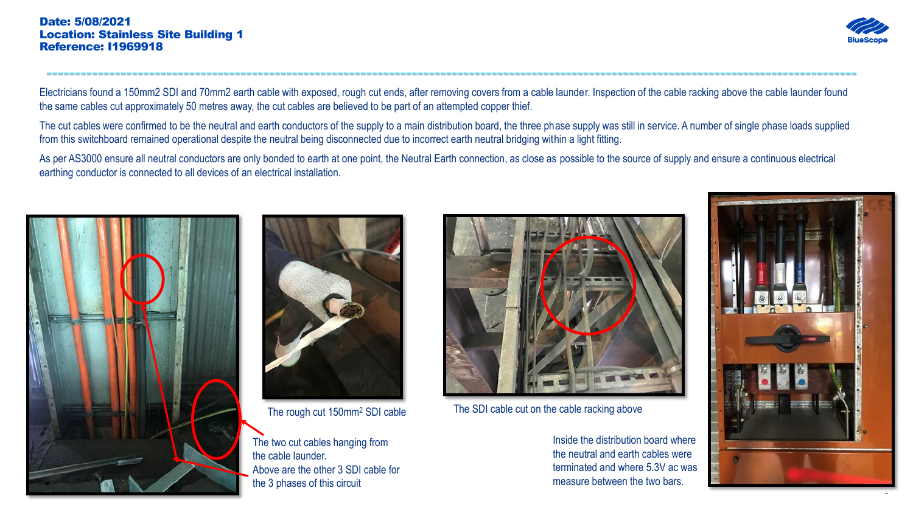**Date: 5/08/2021**
**Location: Stainless Site Building 1**
**Reference: I1969918**

Electricians found a 150mm2 SDI and 70mm2 earth cable with exposed, rough cut ends, after removing covers from a cable launder. Inspection of the cable racking above the cable launder found the same cables cut approximately 50 metres away, the cut cables are believed to be part of an attempted copper thief.

The cut cables were confirmed to be the neutral and earth conductors of the supply to a main distribution board, the three phase supply was still in service. A number of single phase loads supplied from this switchboard remained operational despite the neutral being disconnected due to incorrect earth neutral bridging within a light fitting.

As per AS3000 ensure all neutral conductors are only bonded to earth at one point, the Neutral Earth connection, as close as possible to the source of supply and ensure a continuous electrical earthing conductor is connected to all devices of an electrical installation.

The rough cut 150mm$^2$ SDI cable

The two cut cables hanging from the cable launder.
Above are the other 3 SDI cable for the 3 phases of this circuit

The SDI cable cut on the cable racking above

Inside the distribution board where the neutral and earth cables were terminated and where 5.3V ac was measure between the two bars.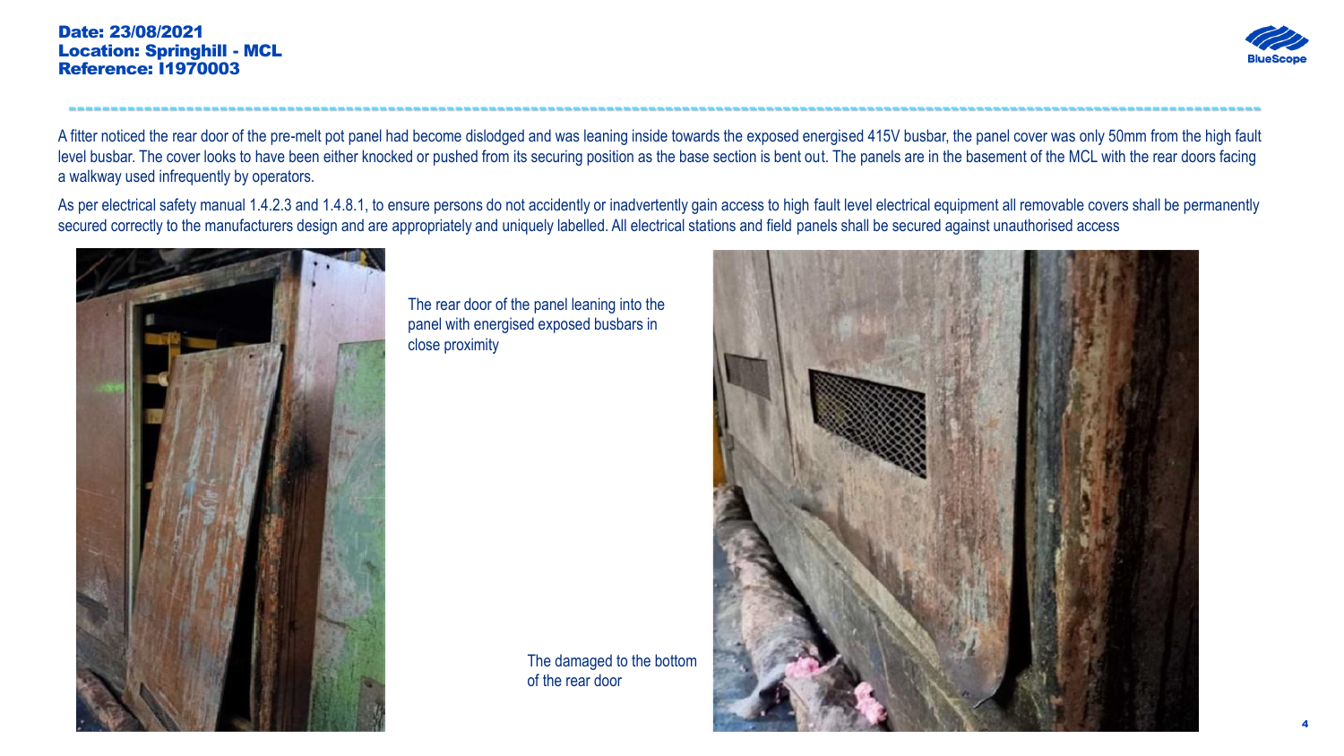**Date: 23/08/2021**
**Location: Springhill - MCL**
**Reference: I1970003**

A fitter noticed the rear door of the pre-melt pot panel had become dislodged and was leaning inside towards the exposed energised 415V busbar, the panel cover was only 50mm from the high fault level busbar. The cover looks to have been either knocked or pushed from its securing position as the base section is bent out. The panels are in the basement of the MCL with the rear doors facing a walkway used infrequently by operators.

As per electrical safety manual 1.4.2.3 and 1.4.8.1, to ensure persons do not accidently or inadvertently gain access to high fault level electrical equipment all removable covers shall be permanently secured correctly to the manufacturers design and are appropriately and uniquely labelled. All electrical stations and field panels shall be secured against unauthorised access

The rear door of the panel leaning into the panel with energised exposed busbars in close proximity

The damaged to the bottom of the rear door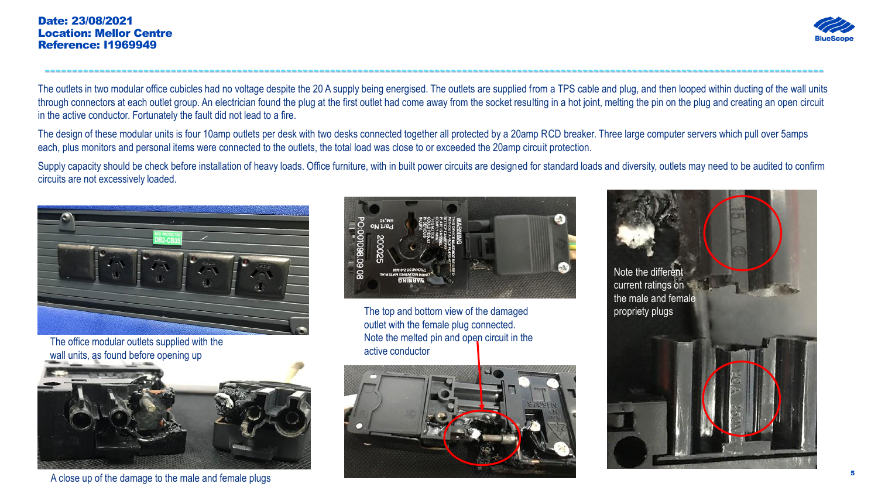**Date: 23/08/2021**
**Location: Mellor Centre**
**Reference: I1969949**

The outlets in two modular office cubicles had no voltage despite the 20 A supply being energised. The outlets are supplied from a TPS cable and plug, and then looped within ducting of the wall units through connectors at each outlet group. An electrician found the plug at the first outlet had come away from the socket resulting in a hot joint, melting the pin on the plug and creating an open circuit in the active conductor. Fortunately the fault did not lead to a fire.

The design of these modular units is four 10amp outlets per desk with two desks connected together all protected by a 20amp RCD breaker. Three large computer servers which pull over 5amps each, plus monitors and personal items were connected to the outlets, the total load was close to or exceeded the 20amp circuit protection.

Supply capacity should be check before installation of heavy loads. Office furniture, with in built power circuits are designed for standard loads and diversity, outlets may need to be audited to confirm circuits are not excessively loaded.

The office modular outlets supplied with the wall units, as found before opening up

A close up of the damage to the male and female plugs

The top and bottom view of the damaged outlet with the female plug connected. Note the melted pin and open circuit in the active conductor

Note the different current ratings on the male and female propriety plugs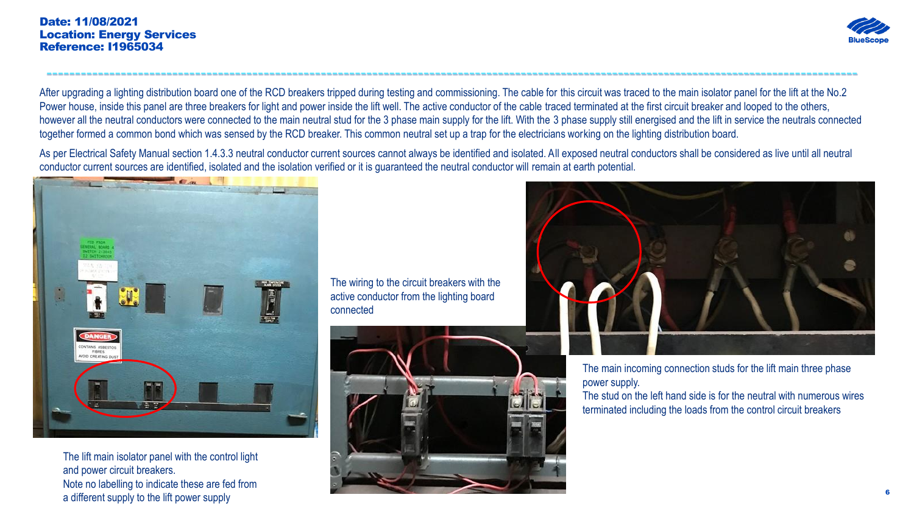**Date: 11/08/2021**
**Location: Energy Services**
**Reference: I1965034**

After upgrading a lighting distribution board one of the RCD breakers tripped during testing and commissioning. The cable for this circuit was traced to the main isolator panel for the lift at the No.2 Power house, inside this panel are three breakers for light and power inside the lift well. The active conductor of the cable traced terminated at the first circuit breaker and looped to the others, however all the neutral conductors were connected to the main neutral stud for the 3 phase main supply for the lift. With the 3 phase supply still energised and the lift in service the neutrals connected together formed a common bond which was sensed by the RCD breaker. This common neutral set up a trap for the electricians working on the lighting distribution board.

As per Electrical Safety Manual section 1.4.3.3 neutral conductor current sources cannot always be identified and isolated. All exposed neutral conductors shall be considered as live until all neutral conductor current sources are identified, isolated and the isolation verified or it is guaranteed the neutral conductor will remain at earth potential.

The lift main isolator panel with the control light and power circuit breakers.
Note no labelling to indicate these are fed from a different supply to the lift power supply

The wiring to the circuit breakers with the active conductor from the lighting board connected

The main incoming connection studs for the lift main three phase power supply.
The stud on the left hand side is for the neutral with numerous wires terminated including the loads from the control circuit breakers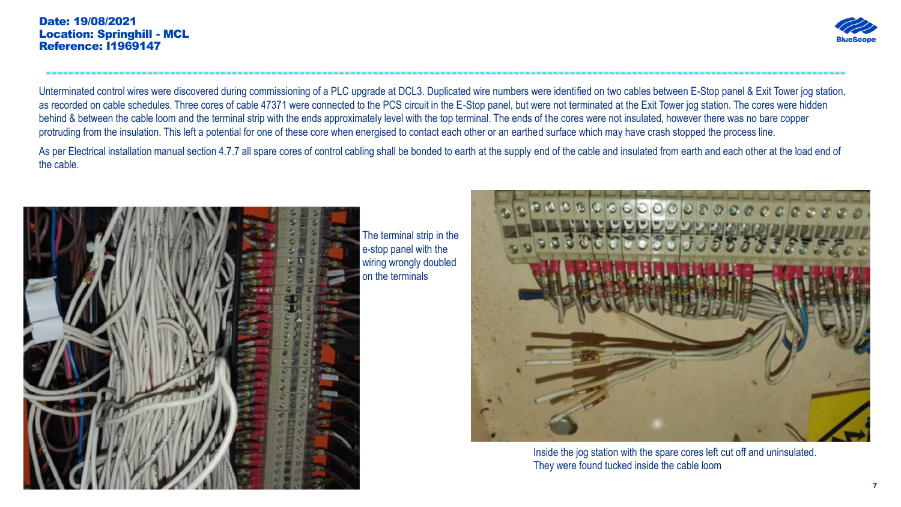**Date: 19/08/2021**
**Location: Springhill - MCL**
**Reference: I1969147**

Unterminated control wires were discovered during commissioning of a PLC upgrade at DCL3. Duplicated wire numbers were identified on two cables between E-Stop panel & Exit Tower jog station, as recorded on cable schedules. Three cores of cable 47371 were connected to the PCS circuit in the E-Stop panel, but were not terminated at the Exit Tower jog station. The cores were hidden behind & between the cable loom and the terminal strip with the ends approximately level with the top terminal. The ends of the cores were not insulated, however there was no bare copper protruding from the insulation. This left a potential for one of these core when energised to contact each other or an earthed surface which may have crash stopped the process line.

As per Electrical installation manual section 4.7.7 all spare cores of control cabling shall be bonded to earth at the supply end of the cable and insulated from earth and each other at the load end of the cable.

The terminal strip in the e-stop panel with the wiring wrongly doubled on the terminals

Inside the jog station with the spare cores left cut off and uninsulated. They were found tucked inside the cable loom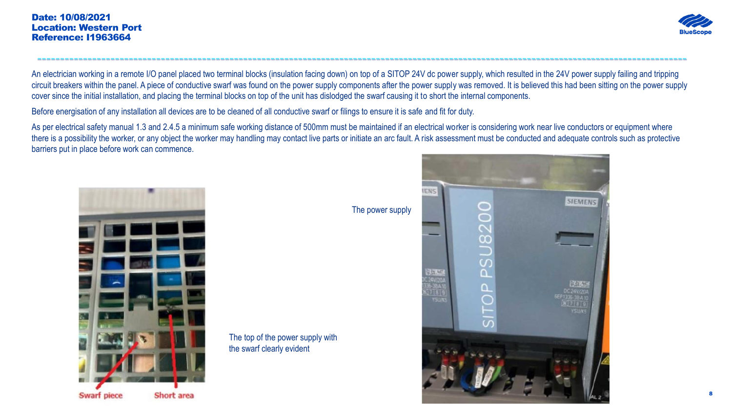**Date: 10/08/2021**
**Location: Western Port**
**Reference: I1963664**

An electrician working in a remote I/O panel placed two terminal blocks (insulation facing down) on top of a SITOP 24V dc power supply, which resulted in the 24V power supply failing and tripping circuit breakers within the panel. A piece of conductive swarf was found on the power supply components after the power supply was removed. It is believed this had been sitting on the power supply cover since the initial installation, and placing the terminal blocks on top of the unit has dislodged the swarf causing it to short the internal components.

Before energisation of any installation all devices are to be cleaned of all conductive swarf or filings to ensure it is safe and fit for duty.

As per electrical safety manual 1.3 and 2.4.5 a minimum safe working distance of 500mm must be maintained if an electrical worker is considering work near live conductors or equipment where there is a possibility the worker, or any object the worker may handling may contact live parts or initiate an arc fault. A risk assessment must be conducted and adequate controls such as protective barriers put in place before work can commence.

The top of the power supply with the swarf clearly evident

The power supply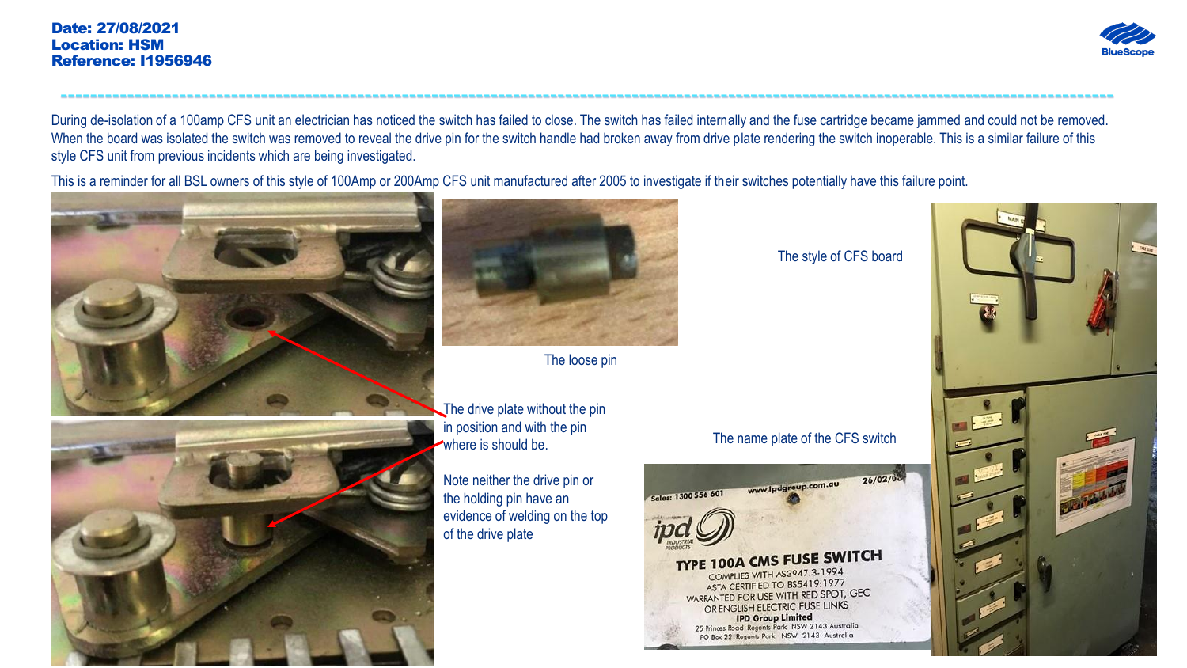**Date: 27/08/2021**
**Location: HSM**
**Reference: I1956946**

During de-isolation of a 100amp CFS unit an electrician has noticed the switch has failed to close. The switch has failed internally and the fuse cartridge became jammed and could not be removed. When the board was isolated the switch was removed to reveal the drive pin for the switch handle had broken away from drive plate rendering the switch inoperable. This is a similar failure of this style CFS unit from previous incidents which are being investigated.

This is a reminder for all BSL owners of this style of 100Amp or 200Amp CFS unit manufactured after 2005 to investigate if their switches potentially have this failure point.

The loose pin

The drive plate without the pin in position and with the pin where is should be.

Note neither the drive pin or the holding pin have an evidence of welding on the top of the drive plate

The style of CFS board

The name plate of the CFS switch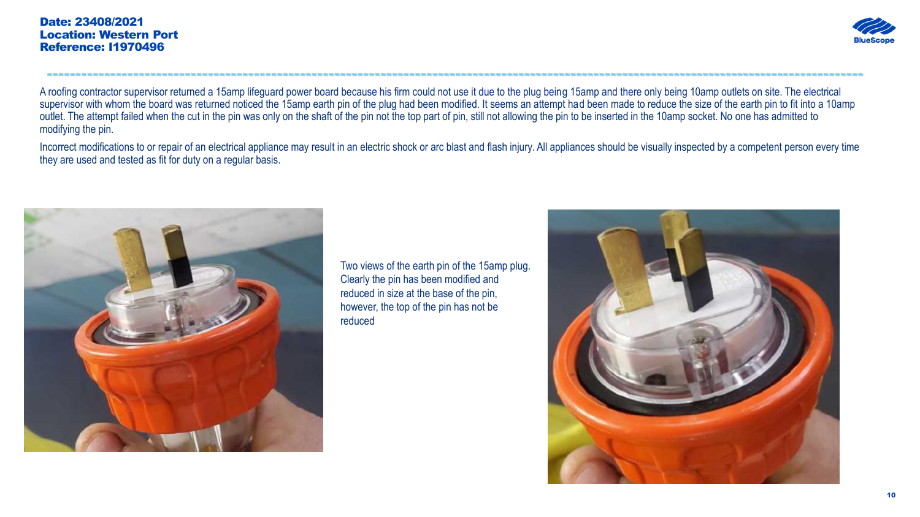**Date: 23408/2021**
**Location: Western Port**
**Reference: I1970496**

A roofing contractor supervisor returned a 15amp lifeguard power board because his firm could not use it due to the plug being 15amp and there only being 10amp outlets on site. The electrical supervisor with whom the board was returned noticed the 15amp earth pin of the plug had been modified. It seems an attempt had been made to reduce the size of the earth pin to fit into a 10amp outlet. The attempt failed when the cut in the pin was only on the shaft of the pin not the top part of pin, still not allowing the pin to be inserted in the 10amp socket. No one has admitted to modifying the pin.

Incorrect modifications to or repair of an electrical appliance may result in an electric shock or arc blast and flash injury. All appliances should be visually inspected by a competent person every time they are used and tested as fit for duty on a regular basis.

Two views of the earth pin of the 15amp plug. Clearly the pin has been modified and reduced in size at the base of the pin, however, the top of the pin has not be reduced